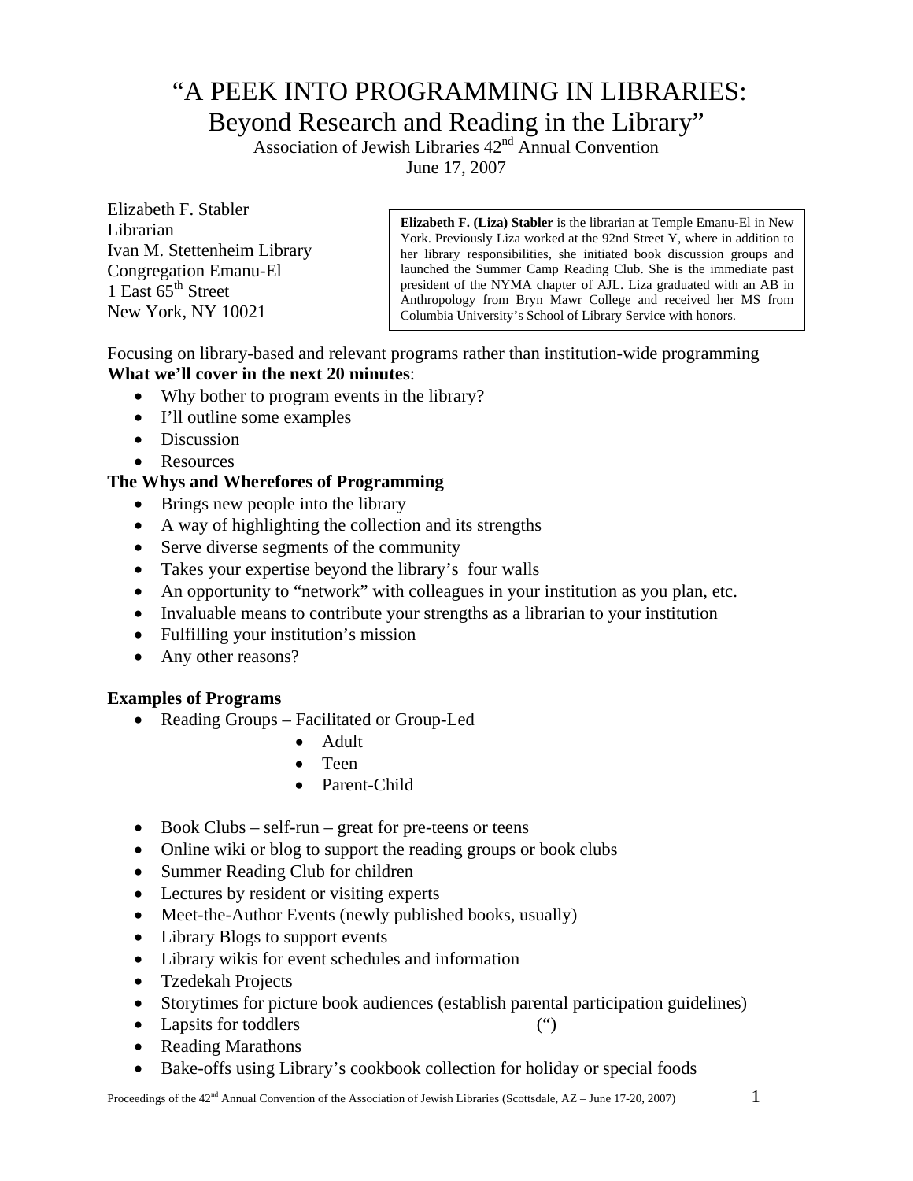# "A PEEK INTO PROGRAMMING IN LIBRARIES: Beyond Research and Reading in the Library"

Association of Jewish Libraries 42nd Annual Convention
June 17, 2007

Elizabeth F. Stabler
Librarian
Ivan M. Stettenheim Library
Congregation Emanu-El
1 East 65th Street
New York, NY 10021

> **Elizabeth F. (Liza) Stabler** is the librarian at Temple Emanu-El in New York. Previously Liza worked at the 92nd Street Y, where in addition to her library responsibilities, she initiated book discussion groups and launched the Summer Camp Reading Club. She is the immediate past president of the NYMA chapter of AJL. Liza graduated with an AB in Anthropology from Bryn Mawr College and received her MS from Columbia University's School of Library Service with honors.

Focusing on library-based and relevant programs rather than institution-wide programming

**What we'll cover in the next 20 minutes**:

- Why bother to program events in the library?
- I'll outline some examples
- Discussion
- Resources

**The Whys and Wherefores of Programming**

- Brings new people into the library
- A way of highlighting the collection and its strengths
- Serve diverse segments of the community
- Takes your expertise beyond the library's four walls
- An opportunity to "network" with colleagues in your institution as you plan, etc.
- Invaluable means to contribute your strengths as a librarian to your institution
- Fulfilling your institution's mission
- Any other reasons?

**Examples of Programs**

- Reading Groups – Facilitated or Group-Led
  - Adult
  - Teen
  - Parent-Child

- Book Clubs – self-run – great for pre-teens or teens
- Online wiki or blog to support the reading groups or book clubs
- Summer Reading Club for children
- Lectures by resident or visiting experts
- Meet-the-Author Events (newly published books, usually)
- Library Blogs to support events
- Library wikis for event schedules and information
- Tzedekah Projects
- Storytimes for picture book audiences (establish parental participation guidelines)
- Lapsits for toddlers (")
- Reading Marathons
- Bake-offs using Library's cookbook collection for holiday or special foods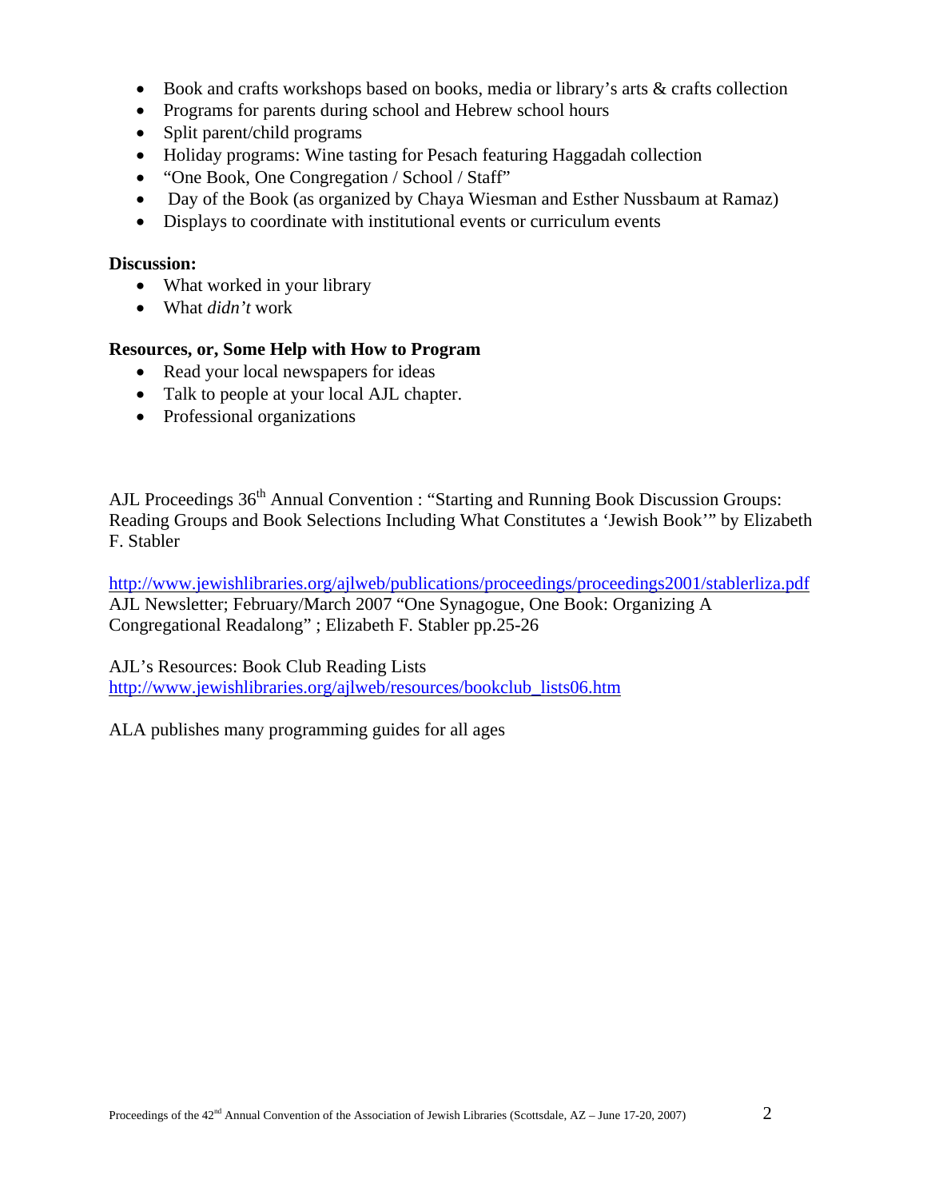- Book and crafts workshops based on books, media or library's arts & crafts collection
- Programs for parents during school and Hebrew school hours
- Split parent/child programs
- Holiday programs: Wine tasting for Pesach featuring Haggadah collection
- "One Book, One Congregation / School / Staff"
- Day of the Book (as organized by Chaya Wiesman and Esther Nussbaum at Ramaz)
- Displays to coordinate with institutional events or curriculum events

**Discussion:**

- What worked in your library
- What *didn't* work

**Resources, or, Some Help with How to Program**

- Read your local newspapers for ideas
- Talk to people at your local AJL chapter.
- Professional organizations

AJL Proceedings 36th Annual Convention : "Starting and Running Book Discussion Groups: Reading Groups and Book Selections Including What Constitutes a 'Jewish Book'" by Elizabeth F. Stabler

http://www.jewishlibraries.org/ajlweb/publications/proceedings/proceedings2001/stablerliza.pdf
AJL Newsletter; February/March 2007 "One Synagogue, One Book: Organizing A Congregational Readalong" ; Elizabeth F. Stabler pp.25-26

AJL's Resources: Book Club Reading Lists
http://www.jewishlibraries.org/ajlweb/resources/bookclub_lists06.htm

ALA publishes many programming guides for all ages